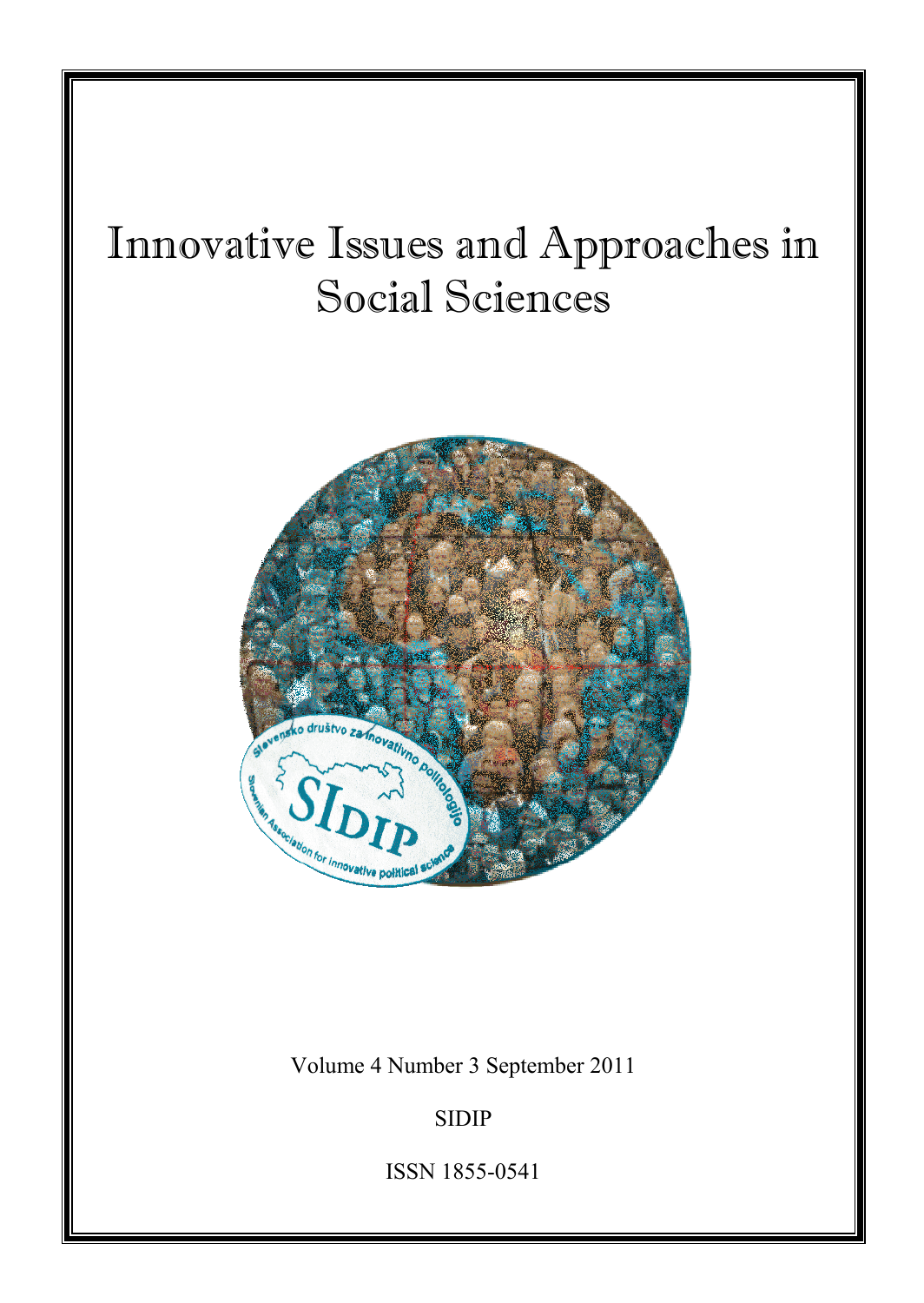# Innovative Issues and Approaches in Social Sciences

Volume 4 Number 3 September 2011

SIDIP

ISSN 1855-0541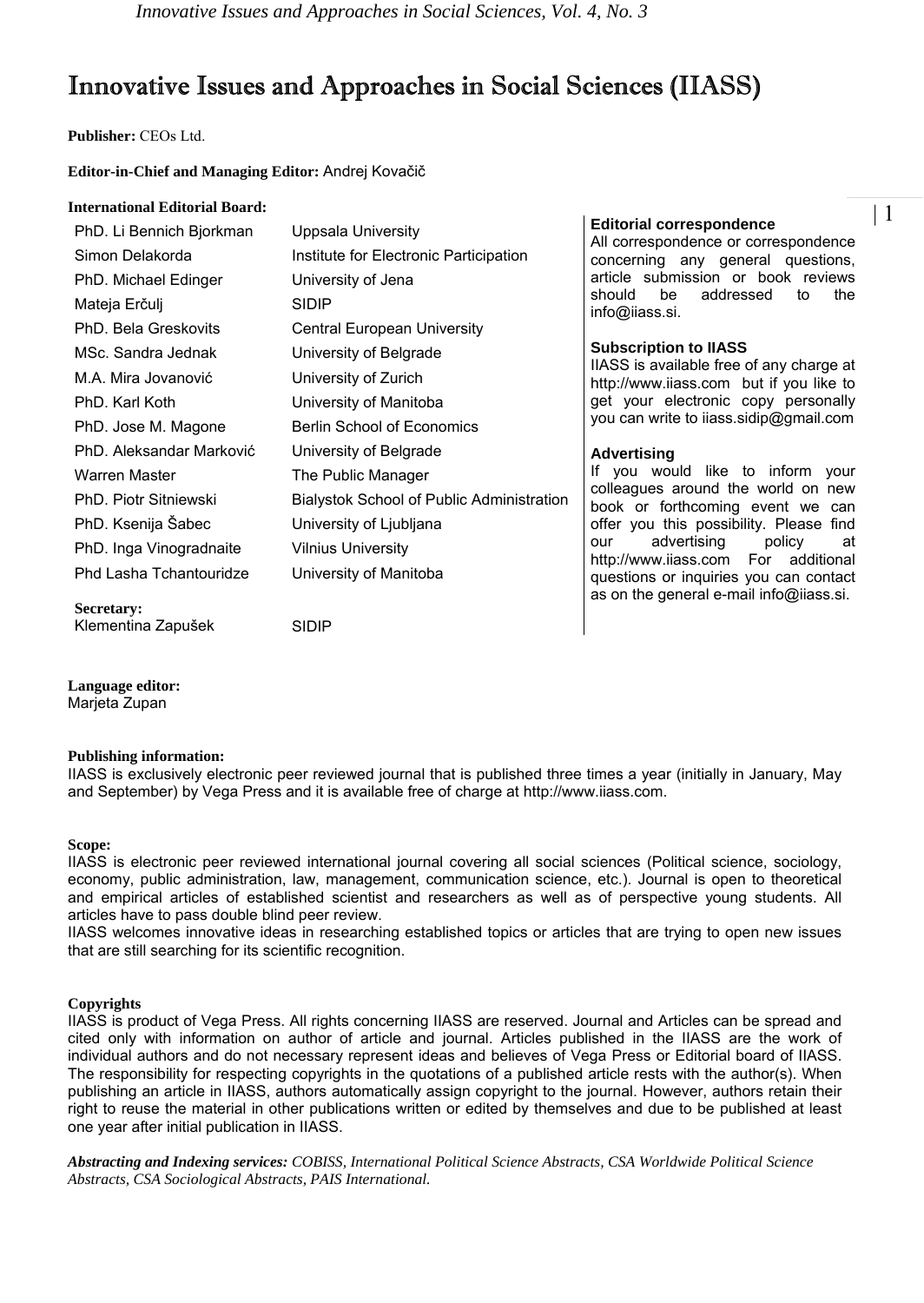# Innovative Issues and Approaches in Social Sciences (IIASS)

**Publisher:** CEOs Ltd.

**Editor-in-Chief and Managing Editor:** Andrej Kovačič

**International Editorial Board:**

| | |
|---|---|
| PhD. Li Bennich Bjorkman | Uppsala University |
| Simon Delakorda | Institute for Electronic Participation |
| PhD. Michael Edinger | University of Jena |
| Mateja Erčulj | SIDIP |
| PhD. Bela Greskovits | Central European University |
| MSc. Sandra Jednak | University of Belgrade |
| M.A. Mira Jovanović | University of Zurich |
| PhD. Karl Koth | University of Manitoba |
| PhD. Jose M. Magone | Berlin School of Economics |
| PhD. Aleksandar Marković | University of Belgrade |
| Warren Master | The Public Manager |
| PhD. Piotr Sitniewski | Bialystok School of Public Administration |
| PhD. Ksenija Šabec | University of Ljubljana |
| PhD. Inga Vinogradnaite | Vilnius University |
| Phd Lasha Tchantouridze | University of Manitoba |

**Secretary:**
Klementina Zapušek SIDIP

**Editorial correspondence**
All correspondence or correspondence concerning any general questions, article submission or book reviews should be addressed to the info@iiass.si.

**Subscription to IIASS**
IIASS is available free of any charge at http://www.iiass.com but if you like to get your electronic copy personally you can write to iiass.sidip@gmail.com

**Advertising**
If you would like to inform your colleagues around the world on new book or forthcoming event we can offer you this possibility. Please find our advertising policy at http://www.iiass.com For additional questions or inquiries you can contact as on the general e-mail info@iiass.si.

**Language editor:**
Marjeta Zupan

**Publishing information:**
IIASS is exclusively electronic peer reviewed journal that is published three times a year (initially in January, May and September) by Vega Press and it is available free of charge at http://www.iiass.com.

**Scope:**
IIASS is electronic peer reviewed international journal covering all social sciences (Political science, sociology, economy, public administration, law, management, communication science, etc.). Journal is open to theoretical and empirical articles of established scientist and researchers as well as of perspective young students. All articles have to pass double blind peer review.
IIASS welcomes innovative ideas in researching established topics or articles that are trying to open new issues that are still searching for its scientific recognition.

**Copyrights**
IIASS is product of Vega Press. All rights concerning IIASS are reserved. Journal and Articles can be spread and cited only with information on author of article and journal. Articles published in the IIASS are the work of individual authors and do not necessary represent ideas and believes of Vega Press or Editorial board of IIASS. The responsibility for respecting copyrights in the quotations of a published article rests with the author(s). When publishing an article in IIASS, authors automatically assign copyright to the journal. However, authors retain their right to reuse the material in other publications written or edited by themselves and due to be published at least one year after initial publication in IIASS.

***Abstracting and Indexing services:*** *COBISS, International Political Science Abstracts, CSA Worldwide Political Science Abstracts, CSA Sociological Abstracts, PAIS International.*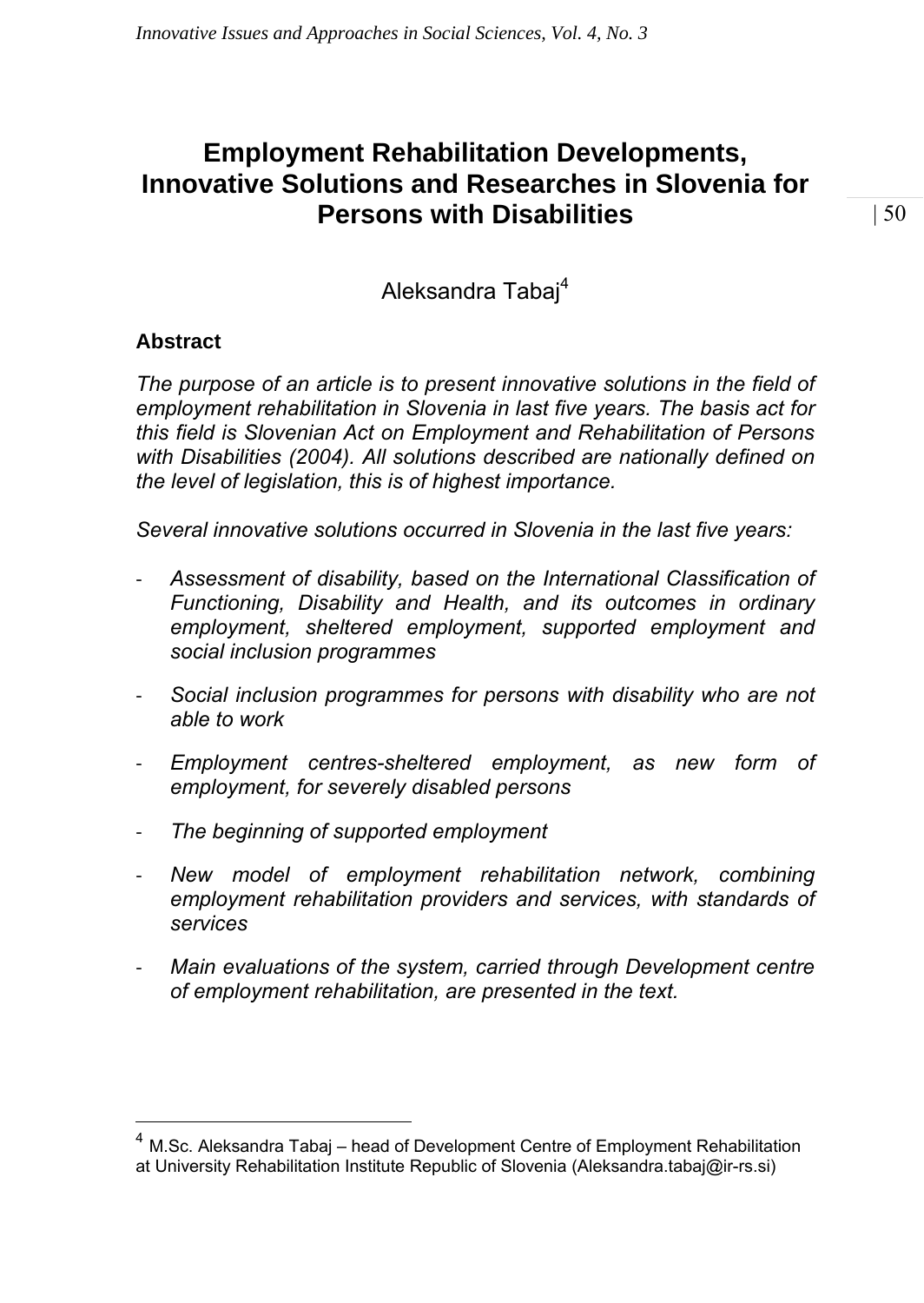# Employment Rehabilitation Developments, Innovative Solutions and Researches in Slovenia for Persons with Disabilities

Aleksandra Tabaj[4]

## Abstract

*The purpose of an article is to present innovative solutions in the field of employment rehabilitation in Slovenia in last five years. The basis act for this field is Slovenian Act on Employment and Rehabilitation of Persons with Disabilities (2004). All solutions described are nationally defined on the level of legislation, this is of highest importance.*

*Several innovative solutions occurred in Slovenia in the last five years:*

- *Assessment of disability, based on the International Classification of Functioning, Disability and Health, and its outcomes in ordinary employment, sheltered employment, supported employment and social inclusion programmes*
- *Social inclusion programmes for persons with disability who are not able to work*
- *Employment centres-sheltered employment, as new form of employment, for severely disabled persons*
- *The beginning of supported employment*
- *New model of employment rehabilitation network, combining employment rehabilitation providers and services, with standards of services*
- *Main evaluations of the system, carried through Development centre of employment rehabilitation, are presented in the text.*

[4] M.Sc. Aleksandra Tabaj – head of Development Centre of Employment Rehabilitation at University Rehabilitation Institute Republic of Slovenia (Aleksandra.tabaj@ir-rs.si)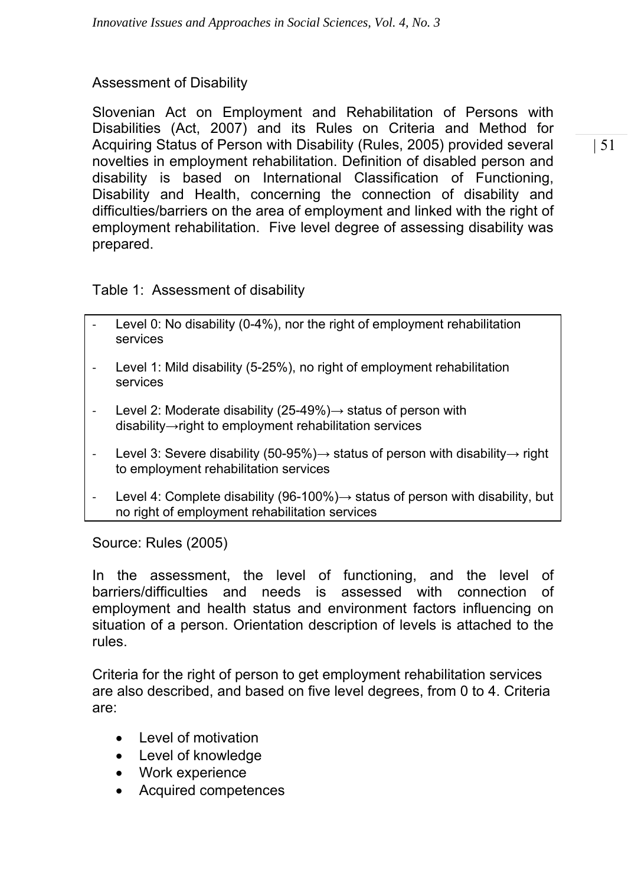## Assessment of Disability

Slovenian Act on Employment and Rehabilitation of Persons with Disabilities (Act, 2007) and its Rules on Criteria and Method for Acquiring Status of Person with Disability (Rules, 2005) provided several novelties in employment rehabilitation. Definition of disabled person and disability is based on International Classification of Functioning, Disability and Health, concerning the connection of disability and difficulties/barriers on the area of employment and linked with the right of employment rehabilitation. Five level degree of assessing disability was prepared.

Table 1: Assessment of disability

- Level 0: No disability (0-4%), nor the right of employment rehabilitation services
- Level 1: Mild disability (5-25%), no right of employment rehabilitation services
- Level 2: Moderate disability (25-49%)→ status of person with disability→right to employment rehabilitation services
- Level 3: Severe disability (50-95%)→ status of person with disability→ right to employment rehabilitation services
- Level 4: Complete disability (96-100%)→ status of person with disability, but no right of employment rehabilitation services

Source: Rules (2005)

In the assessment, the level of functioning, and the level of barriers/difficulties and needs is assessed with connection of employment and health status and environment factors influencing on situation of a person. Orientation description of levels is attached to the rules.

Criteria for the right of person to get employment rehabilitation services are also described, and based on five level degrees, from 0 to 4. Criteria are:

- Level of motivation
- Level of knowledge
- Work experience
- Acquired competences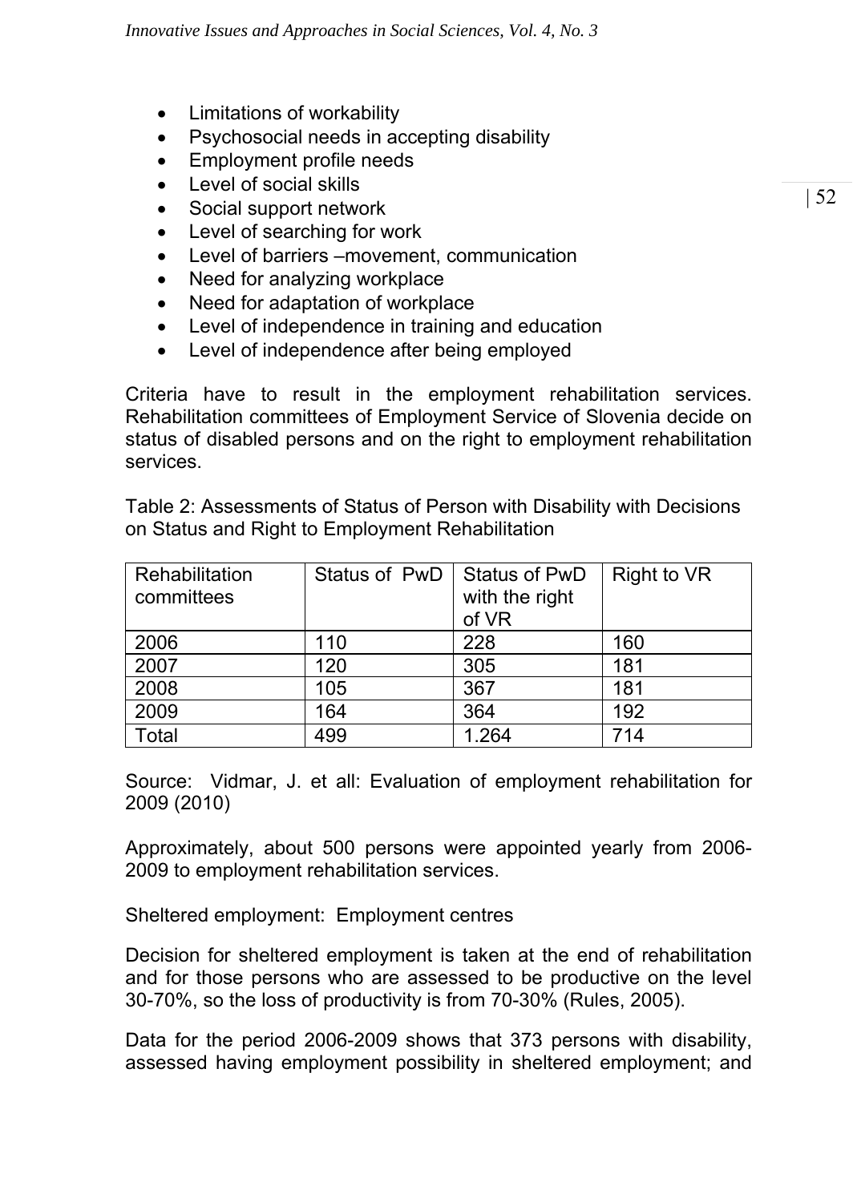- Limitations of workability
- Psychosocial needs in accepting disability
- Employment profile needs
- Level of social skills
- Social support network
- Level of searching for work
- Level of barriers –movement, communication
- Need for analyzing workplace
- Need for adaptation of workplace
- Level of independence in training and education
- Level of independence after being employed

Criteria have to result in the employment rehabilitation services. Rehabilitation committees of Employment Service of Slovenia decide on status of disabled persons and on the right to employment rehabilitation services.

Table 2: Assessments of Status of Person with Disability with Decisions on Status and Right to Employment Rehabilitation

| Rehabilitation committees | Status of PwD | Status of PwD with the right of VR | Right to VR |
|---|---|---|---|
| 2006 | 110 | 228 | 160 |
| 2007 | 120 | 305 | 181 |
| 2008 | 105 | 367 | 181 |
| 2009 | 164 | 364 | 192 |
| Total | 499 | 1.264 | 714 |

Source: Vidmar, J. et all: Evaluation of employment rehabilitation for 2009 (2010)

Approximately, about 500 persons were appointed yearly from 2006-2009 to employment rehabilitation services.

Sheltered employment: Employment centres

Decision for sheltered employment is taken at the end of rehabilitation and for those persons who are assessed to be productive on the level 30-70%, so the loss of productivity is from 70-30% (Rules, 2005).

Data for the period 2006-2009 shows that 373 persons with disability, assessed having employment possibility in sheltered employment; and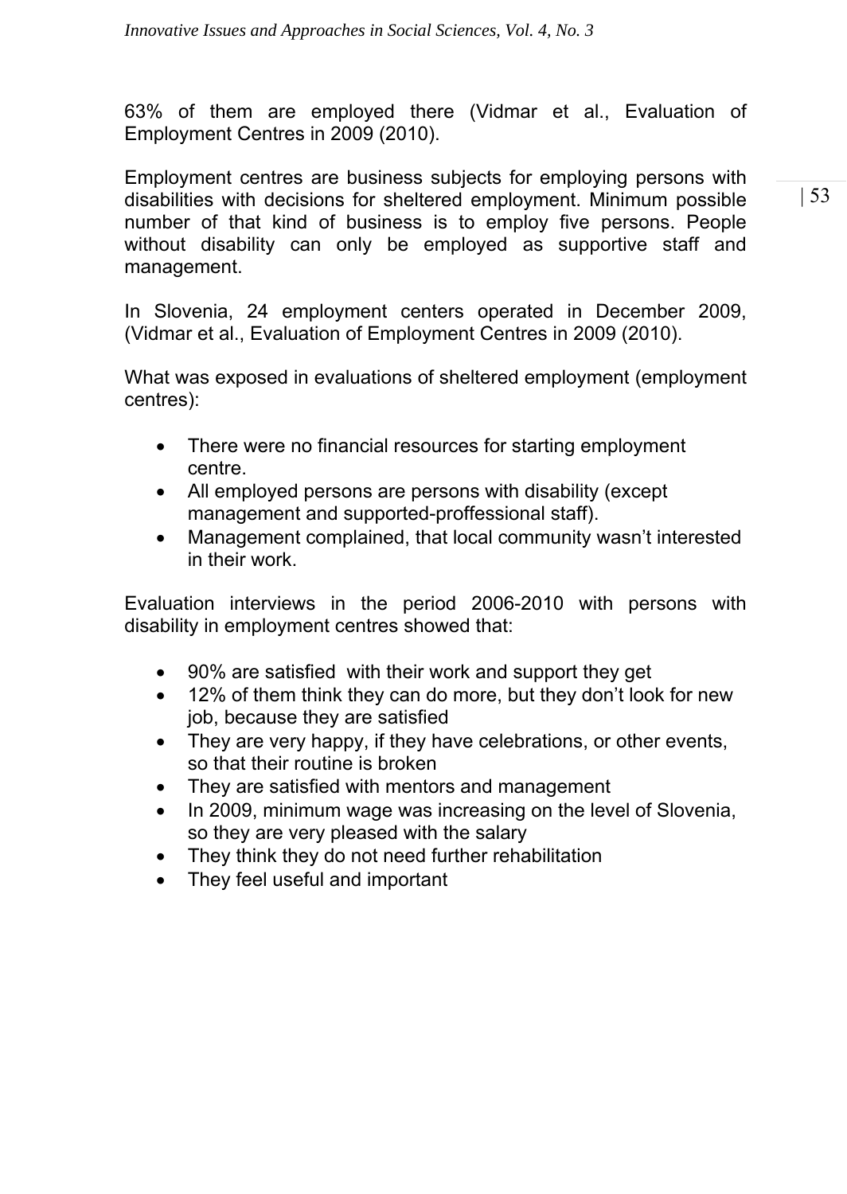63% of them are employed there (Vidmar et al., Evaluation of Employment Centres in 2009 (2010).

Employment centres are business subjects for employing persons with disabilities with decisions for sheltered employment. Minimum possible number of that kind of business is to employ five persons. People without disability can only be employed as supportive staff and management.

In Slovenia, 24 employment centers operated in December 2009, (Vidmar et al., Evaluation of Employment Centres in 2009 (2010).

What was exposed in evaluations of sheltered employment (employment centres):

- There were no financial resources for starting employment centre.
- All employed persons are persons with disability (except management and supported-proffessional staff).
- Management complained, that local community wasn't interested in their work.

Evaluation interviews in the period 2006-2010 with persons with disability in employment centres showed that:

- 90% are satisfied with their work and support they get
- 12% of them think they can do more, but they don't look for new job, because they are satisfied
- They are very happy, if they have celebrations, or other events, so that their routine is broken
- They are satisfied with mentors and management
- In 2009, minimum wage was increasing on the level of Slovenia, so they are very pleased with the salary
- They think they do not need further rehabilitation
- They feel useful and important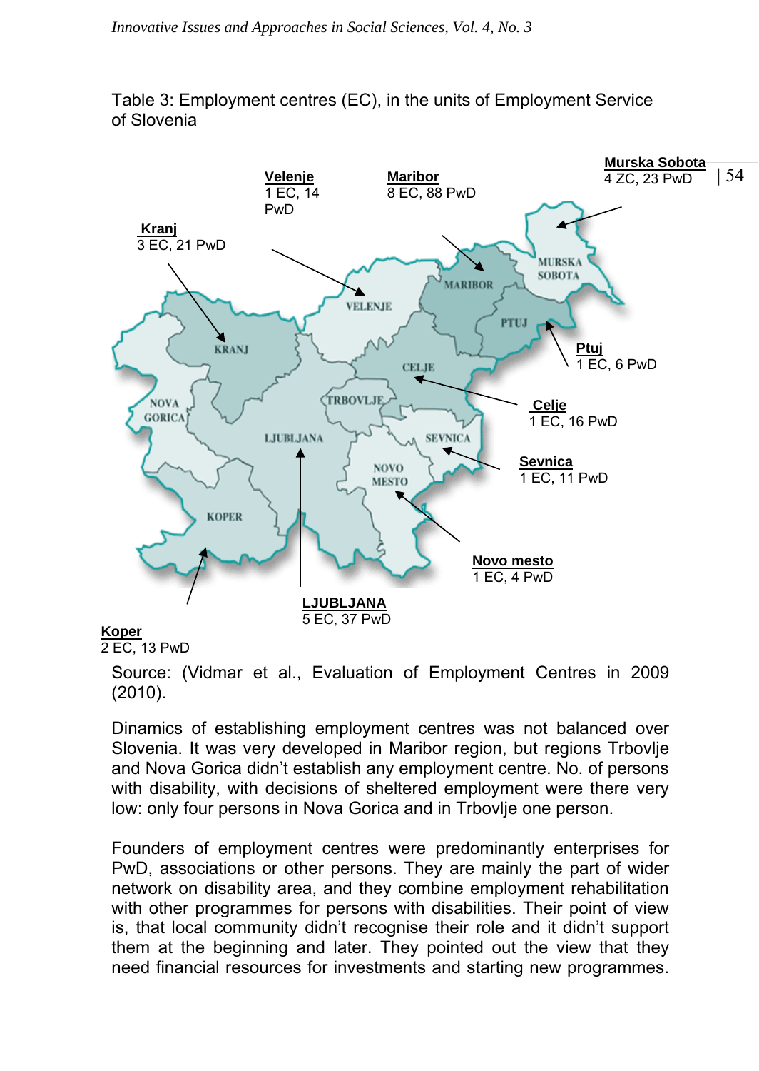Table 3: Employment centres (EC), in the units of Employment Service of Slovenia

**Velenje**
1 EC, 14 PwD

**Maribor**
8 EC, 88 PwD

**Murska Sobota**
4 ZC, 23 PwD

**Kranj**
3 EC, 21 PwD

**Ptuj**
1 EC, 6 PwD

**Celje**
1 EC, 16 PwD

**Sevnica**
1 EC, 11 PwD

**Novo mesto**
1 EC, 4 PwD

**LJUBLJANA**
5 EC, 37 PwD

**Koper**
2 EC, 13 PwD

MURSKA SOBOTA, MARIBOR, PTUJ, VELENJE, KRANJ, CELJE, NOVA GORICA, TRBOVLJE, LJUBLJANA, SEVNICA, NOVO MESTO, KOPER

Source: (Vidmar et al., Evaluation of Employment Centres in 2009 (2010).

Dinamics of establishing employment centres was not balanced over Slovenia. It was very developed in Maribor region, but regions Trbovlje and Nova Gorica didn't establish any employment centre. No. of persons with disability, with decisions of sheltered employment were there very low: only four persons in Nova Gorica and in Trbovlje one person.

Founders of employment centres were predominantly enterprises for PwD, associations or other persons. They are mainly the part of wider network on disability area, and they combine employment rehabilitation with other programmes for persons with disabilities. Their point of view is, that local community didn't recognise their role and it didn't support them at the beginning and later. They pointed out the view that they need financial resources for investments and starting new programmes.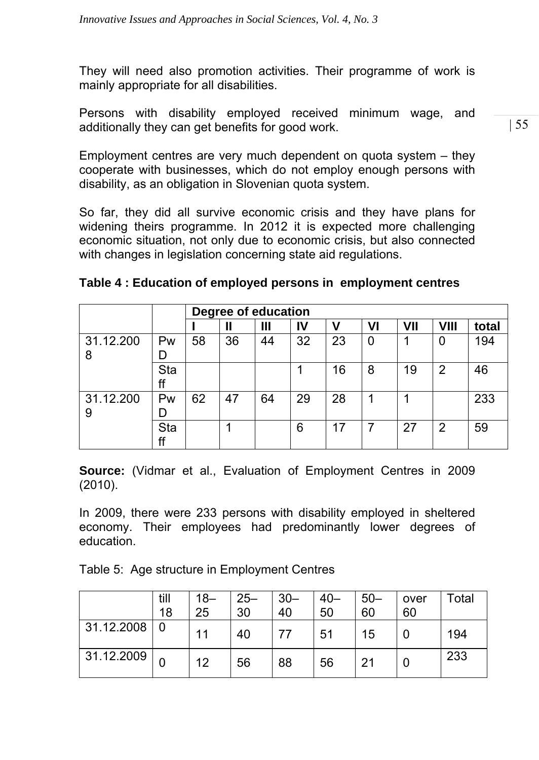They will need also promotion activities. Their programme of work is mainly appropriate for all disabilities.

Persons with disability employed received minimum wage, and additionally they can get benefits for good work.

Employment centres are very much dependent on quota system – they cooperate with businesses, which do not employ enough persons with disability, as an obligation in Slovenian quota system.

So far, they did all survive economic crisis and they have plans for widening theirs programme. In 2012 it is expected more challenging economic situation, not only due to economic crisis, but also connected with changes in legislation concerning state aid regulations.

**Table 4 : Education of employed persons in employment centres**

| | | Degree of education | | | | | | | | |
|---|---|---|---|---|---|---|---|---|---|---|
| | | **I** | **II** | **III** | **IV** | **V** | **VI** | **VII** | **VIII** | **total** |
| 31.12.2008 | PwD | 58 | 36 | 44 | 32 | 23 | 0 | 1 | 0 | 194 |
| | Staff | | | | 1 | 16 | 8 | 19 | 2 | 46 |
| 31.12.2009 | PwD | 62 | 47 | 64 | 29 | 28 | 1 | 1 | | 233 |
| | Staff | | 1 | | 6 | 17 | 7 | 27 | 2 | 59 |

**Source:** (Vidmar et al., Evaluation of Employment Centres in 2009 (2010).

In 2009, there were 233 persons with disability employed in sheltered economy. Their employees had predominantly lower degrees of education.

Table 5: Age structure in Employment Centres

| | till 18 | 18–25 | 25–30 | 30–40 | 40–50 | 50–60 | over 60 | Total |
|---|---|---|---|---|---|---|---|---|
| 31.12.2008 | 0 | 11 | 40 | 77 | 51 | 15 | 0 | 194 |
| 31.12.2009 | 0 | 12 | 56 | 88 | 56 | 21 | 0 | 233 |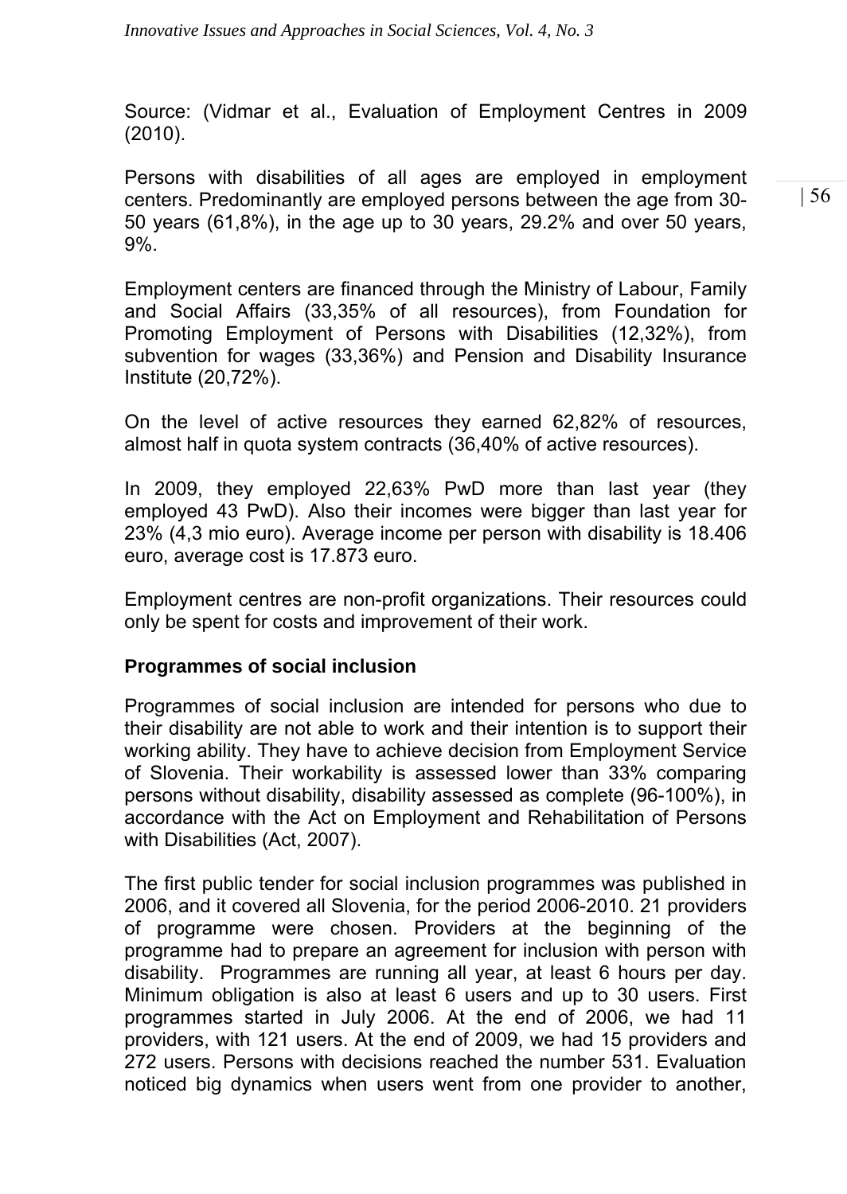Source: (Vidmar et al., Evaluation of Employment Centres in 2009 (2010).

Persons with disabilities of all ages are employed in employment centers. Predominantly are employed persons between the age from 30-50 years (61,8%), in the age up to 30 years, 29.2% and over 50 years, 9%.

Employment centers are financed through the Ministry of Labour, Family and Social Affairs (33,35% of all resources), from Foundation for Promoting Employment of Persons with Disabilities (12,32%), from subvention for wages (33,36%) and Pension and Disability Insurance Institute (20,72%).

On the level of active resources they earned 62,82% of resources, almost half in quota system contracts (36,40% of active resources).

In 2009, they employed 22,63% PwD more than last year (they employed 43 PwD). Also their incomes were bigger than last year for 23% (4,3 mio euro). Average income per person with disability is 18.406 euro, average cost is 17.873 euro.

Employment centres are non-profit organizations. Their resources could only be spent for costs and improvement of their work.

**Programmes of social inclusion**

Programmes of social inclusion are intended for persons who due to their disability are not able to work and their intention is to support their working ability. They have to achieve decision from Employment Service of Slovenia. Their workability is assessed lower than 33% comparing persons without disability, disability assessed as complete (96-100%), in accordance with the Act on Employment and Rehabilitation of Persons with Disabilities (Act, 2007).

The first public tender for social inclusion programmes was published in 2006, and it covered all Slovenia, for the period 2006-2010. 21 providers of programme were chosen. Providers at the beginning of the programme had to prepare an agreement for inclusion with person with disability. Programmes are running all year, at least 6 hours per day. Minimum obligation is also at least 6 users and up to 30 users. First programmes started in July 2006. At the end of 2006, we had 11 providers, with 121 users. At the end of 2009, we had 15 providers and 272 users. Persons with decisions reached the number 531. Evaluation noticed big dynamics when users went from one provider to another,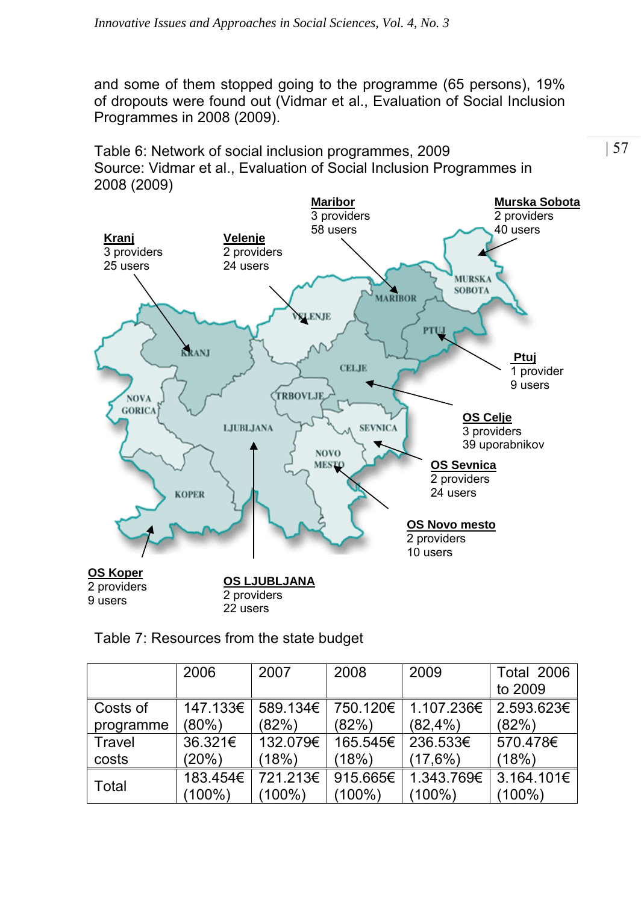and some of them stopped going to the programme (65 persons), 19% of dropouts were found out (Vidmar et al., Evaluation of Social Inclusion Programmes in 2008 (2009).

Table 6: Network of social inclusion programmes, 2009
Source: Vidmar et al., Evaluation of Social Inclusion Programmes in 2008 (2009)

**Maribor**
3 providers
58 users

**Murska Sobota**
2 providers
40 users

**Kranj**
3 providers
25 users

**Velenje**
2 providers
24 users

**Ptuj**
1 provider
9 users

**OS Celje**
3 providers
39 uporabnikov

**OS Sevnica**
2 providers
24 users

**OS Novo mesto**
2 providers
10 users

**OS Koper**
2 providers
9 users

**OS LJUBLJANA**
2 providers
22 users

MURSKA SOBOTA
MARIBOR
PTUJ
VELENJE
KRANJ
CELJE
NOVA GORICA
TRBOVLJE
LJUBLJANA
SEVNICA
NOVO MESTO
KOPER

Table 7: Resources from the state budget

| | 2006 | 2007 | 2008 | 2009 | Total 2006 to 2009 |
|---|---|---|---|---|---|
| Costs of programme | 147.133€ (80%) | 589.134€ (82%) | 750.120€ (82%) | 1.107.236€ (82,4%) | 2.593.623€ (82%) |
| Travel costs | 36.321€ (20%) | 132.079€ (18%) | 165.545€ (18%) | 236.533€ (17,6%) | 570.478€ (18%) |
| Total | 183.454€ (100%) | 721.213€ (100%) | 915.665€ (100%) | 1.343.769€ (100%) | 3.164.101€ (100%) |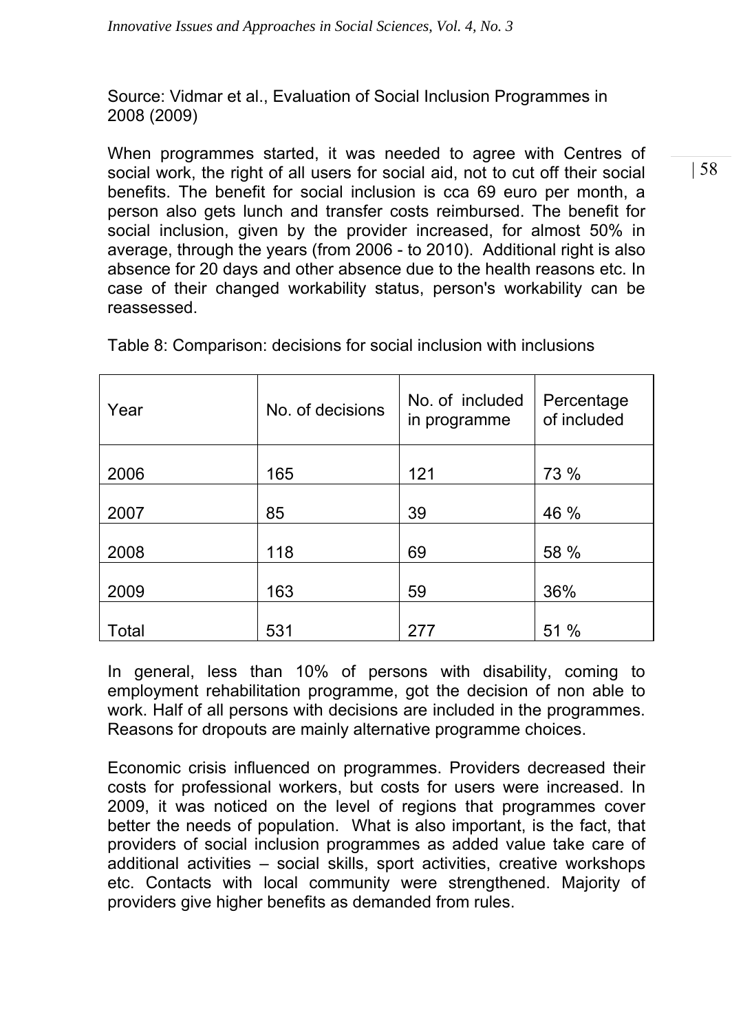Source: Vidmar et al., Evaluation of Social Inclusion Programmes in 2008 (2009)

When programmes started, it was needed to agree with Centres of social work, the right of all users for social aid, not to cut off their social benefits. The benefit for social inclusion is cca 69 euro per month, a person also gets lunch and transfer costs reimbursed. The benefit for social inclusion, given by the provider increased, for almost 50% in average, through the years (from 2006 - to 2010). Additional right is also absence for 20 days and other absence due to the health reasons etc. In case of their changed workability status, person's workability can be reassessed.

Table 8: Comparison: decisions for social inclusion with inclusions

| Year | No. of decisions | No. of included in programme | Percentage of included |
|---|---|---|---|
| 2006 | 165 | 121 | 73 % |
| 2007 | 85 | 39 | 46 % |
| 2008 | 118 | 69 | 58 % |
| 2009 | 163 | 59 | 36% |
| Total | 531 | 277 | 51 % |

In general, less than 10% of persons with disability, coming to employment rehabilitation programme, got the decision of non able to work. Half of all persons with decisions are included in the programmes. Reasons for dropouts are mainly alternative programme choices.

Economic crisis influenced on programmes. Providers decreased their costs for professional workers, but costs for users were increased. In 2009, it was noticed on the level of regions that programmes cover better the needs of population. What is also important, is the fact, that providers of social inclusion programmes as added value take care of additional activities – social skills, sport activities, creative workshops etc. Contacts with local community were strengthened. Majority of providers give higher benefits as demanded from rules.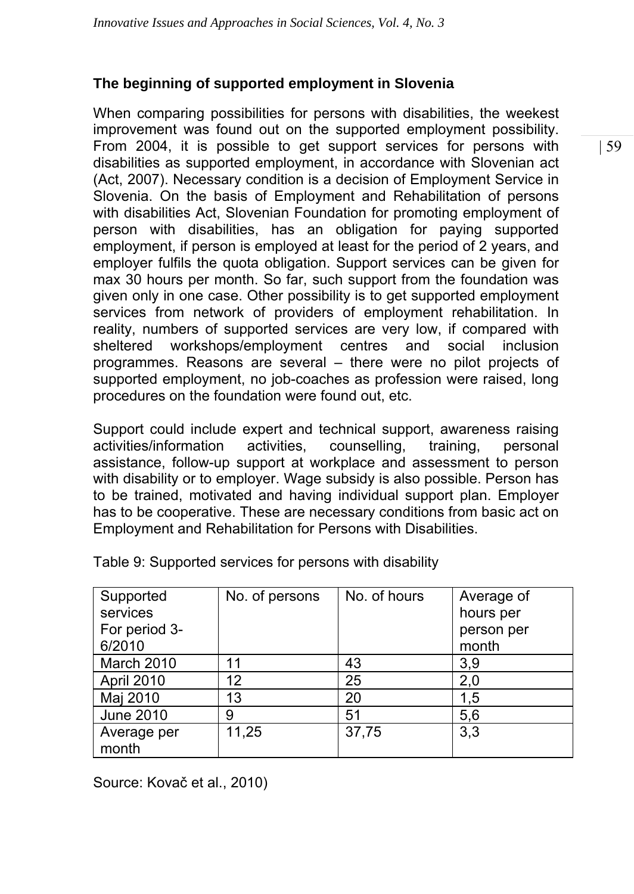### The beginning of supported employment in Slovenia

When comparing possibilities for persons with disabilities, the weekest improvement was found out on the supported employment possibility. From 2004, it is possible to get support services for persons with disabilities as supported employment, in accordance with Slovenian act (Act, 2007). Necessary condition is a decision of Employment Service in Slovenia. On the basis of Employment and Rehabilitation of persons with disabilities Act, Slovenian Foundation for promoting employment of person with disabilities, has an obligation for paying supported employment, if person is employed at least for the period of 2 years, and employer fulfils the quota obligation. Support services can be given for max 30 hours per month. So far, such support from the foundation was given only in one case. Other possibility is to get supported employment services from network of providers of employment rehabilitation. In reality, numbers of supported services are very low, if compared with sheltered workshops/employment centres and social inclusion programmes. Reasons are several – there were no pilot projects of supported employment, no job-coaches as profession were raised, long procedures on the foundation were found out, etc.

Support could include expert and technical support, awareness raising activities/information activities, counselling, training, personal assistance, follow-up support at workplace and assessment to person with disability or to employer. Wage subsidy is also possible. Person has to be trained, motivated and having individual support plan. Employer has to be cooperative. These are necessary conditions from basic act on Employment and Rehabilitation for Persons with Disabilities.

Table 9: Supported services for persons with disability

| Supported services For period 3-6/2010 | No. of persons | No. of hours | Average of hours per person per month |
|---|---|---|---|
| March 2010 | 11 | 43 | 3,9 |
| April 2010 | 12 | 25 | 2,0 |
| Maj 2010 | 13 | 20 | 1,5 |
| June 2010 | 9 | 51 | 5,6 |
| Average per month | 11,25 | 37,75 | 3,3 |

Source: Kovač et al., 2010)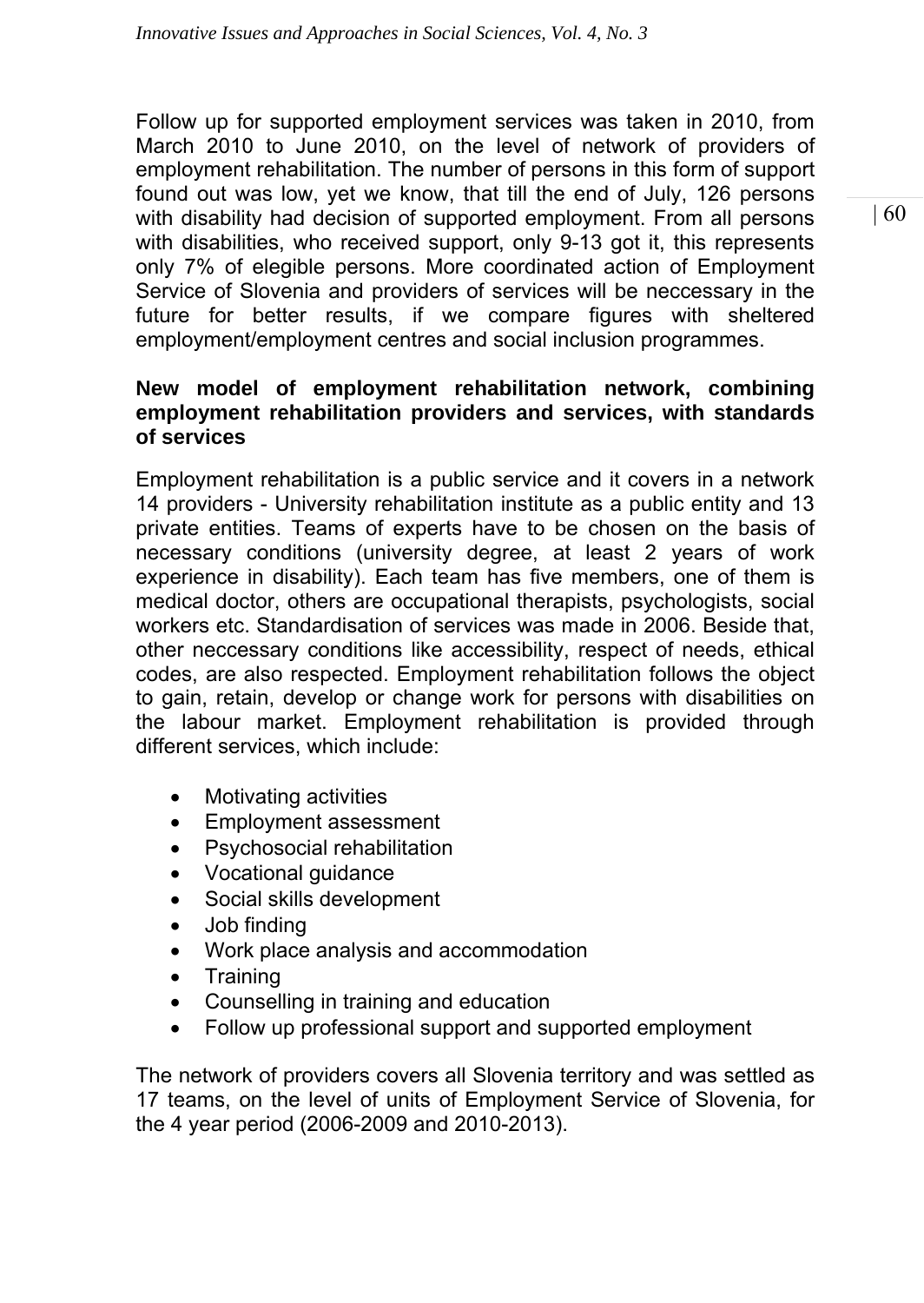Follow up for supported employment services was taken in 2010, from March 2010 to June 2010, on the level of network of providers of employment rehabilitation. The number of persons in this form of support found out was low, yet we know, that till the end of July, 126 persons with disability had decision of supported employment. From all persons with disabilities, who received support, only 9-13 got it, this represents only 7% of elegible persons. More coordinated action of Employment Service of Slovenia and providers of services will be neccessary in the future for better results, if we compare figures with sheltered employment/employment centres and social inclusion programmes.

**New model of employment rehabilitation network, combining employment rehabilitation providers and services, with standards of services**

Employment rehabilitation is a public service and it covers in a network 14 providers - University rehabilitation institute as a public entity and 13 private entities. Teams of experts have to be chosen on the basis of necessary conditions (university degree, at least 2 years of work experience in disability). Each team has five members, one of them is medical doctor, others are occupational therapists, psychologists, social workers etc. Standardisation of services was made in 2006. Beside that, other neccessary conditions like accessibility, respect of needs, ethical codes, are also respected. Employment rehabilitation follows the object to gain, retain, develop or change work for persons with disabilities on the labour market. Employment rehabilitation is provided through different services, which include:

- Motivating activities
- Employment assessment
- Psychosocial rehabilitation
- Vocational guidance
- Social skills development
- Job finding
- Work place analysis and accommodation
- Training
- Counselling in training and education
- Follow up professional support and supported employment

The network of providers covers all Slovenia territory and was settled as 17 teams, on the level of units of Employment Service of Slovenia, for the 4 year period (2006-2009 and 2010-2013).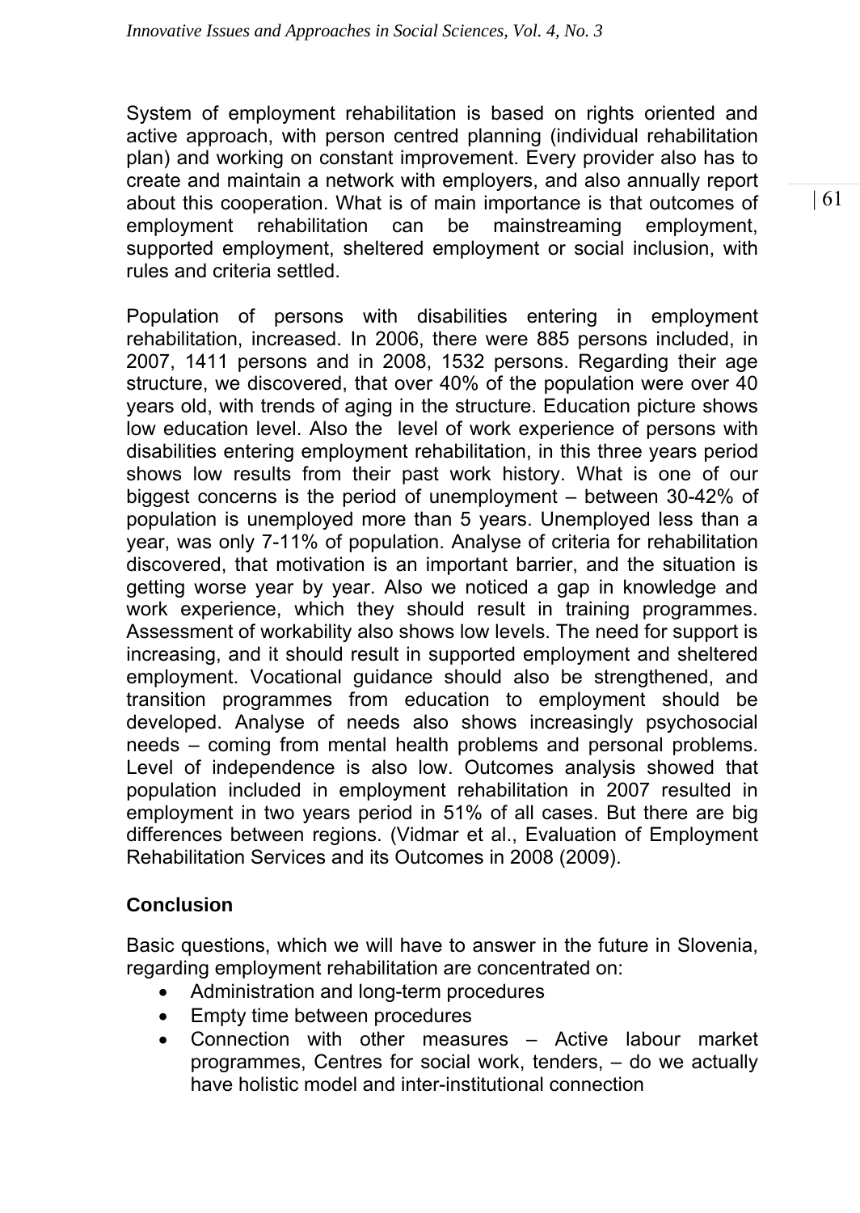System of employment rehabilitation is based on rights oriented and active approach, with person centred planning (individual rehabilitation plan) and working on constant improvement. Every provider also has to create and maintain a network with employers, and also annually report about this cooperation. What is of main importance is that outcomes of employment rehabilitation can be mainstreaming employment, supported employment, sheltered employment or social inclusion, with rules and criteria settled.

Population of persons with disabilities entering in employment rehabilitation, increased. In 2006, there were 885 persons included, in 2007, 1411 persons and in 2008, 1532 persons. Regarding their age structure, we discovered, that over 40% of the population were over 40 years old, with trends of aging in the structure. Education picture shows low education level. Also the level of work experience of persons with disabilities entering employment rehabilitation, in this three years period shows low results from their past work history. What is one of our biggest concerns is the period of unemployment – between 30-42% of population is unemployed more than 5 years. Unemployed less than a year, was only 7-11% of population. Analyse of criteria for rehabilitation discovered, that motivation is an important barrier, and the situation is getting worse year by year. Also we noticed a gap in knowledge and work experience, which they should result in training programmes. Assessment of workability also shows low levels. The need for support is increasing, and it should result in supported employment and sheltered employment. Vocational guidance should also be strengthened, and transition programmes from education to employment should be developed. Analyse of needs also shows increasingly psychosocial needs – coming from mental health problems and personal problems. Level of independence is also low. Outcomes analysis showed that population included in employment rehabilitation in 2007 resulted in employment in two years period in 51% of all cases. But there are big differences between regions. (Vidmar et al., Evaluation of Employment Rehabilitation Services and its Outcomes in 2008 (2009).

## Conclusion

Basic questions, which we will have to answer in the future in Slovenia, regarding employment rehabilitation are concentrated on:

- Administration and long-term procedures
- Empty time between procedures
- Connection with other measures – Active labour market programmes, Centres for social work, tenders, – do we actually have holistic model and inter-institutional connection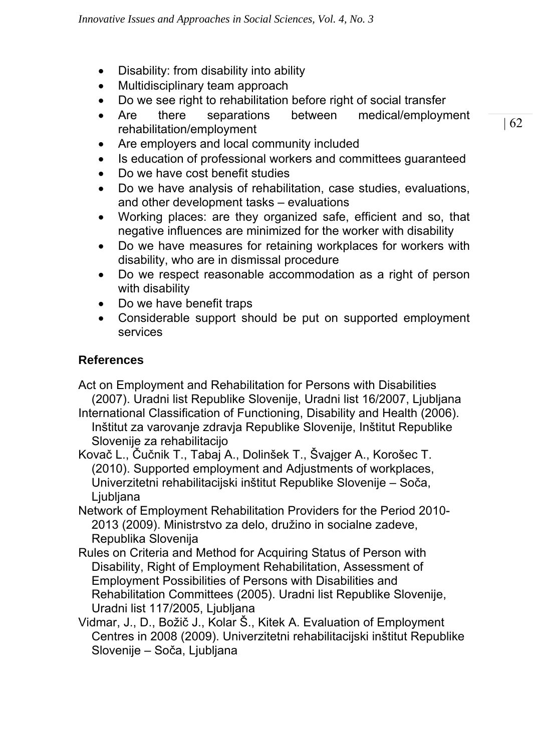- Disability: from disability into ability
- Multidisciplinary team approach
- Do we see right to rehabilitation before right of social transfer
- Are there separations between medical/employment rehabilitation/employment
- Are employers and local community included
- Is education of professional workers and committees guaranteed
- Do we have cost benefit studies
- Do we have analysis of rehabilitation, case studies, evaluations, and other development tasks – evaluations
- Working places: are they organized safe, efficient and so, that negative influences are minimized for the worker with disability
- Do we have measures for retaining workplaces for workers with disability, who are in dismissal procedure
- Do we respect reasonable accommodation as a right of person with disability
- Do we have benefit traps
- Considerable support should be put on supported employment services

## References

Act on Employment and Rehabilitation for Persons with Disabilities (2007). Uradni list Republike Slovenije, Uradni list 16/2007, Ljubljana

International Classification of Functioning, Disability and Health (2006). Inštitut za varovanje zdravja Republike Slovenije, Inštitut Republike Slovenije za rehabilitacijo

Kovač L., Čučnik T., Tabaj A., Dolinšek T., Švajger A., Korošec T. (2010). Supported employment and Adjustments of workplaces, Univerzitetni rehabilitacijski inštitut Republike Slovenije – Soča, Ljubljana

Network of Employment Rehabilitation Providers for the Period 2010-2013 (2009). Ministrstvo za delo, družino in socialne zadeve, Republika Slovenija

Rules on Criteria and Method for Acquiring Status of Person with Disability, Right of Employment Rehabilitation, Assessment of Employment Possibilities of Persons with Disabilities and Rehabilitation Committees (2005). Uradni list Republike Slovenije, Uradni list 117/2005, Ljubljana

Vidmar, J., D., Božič J., Kolar Š., Kitek A. Evaluation of Employment Centres in 2008 (2009). Univerzitetni rehabilitacijski inštitut Republike Slovenije – Soča, Ljubljana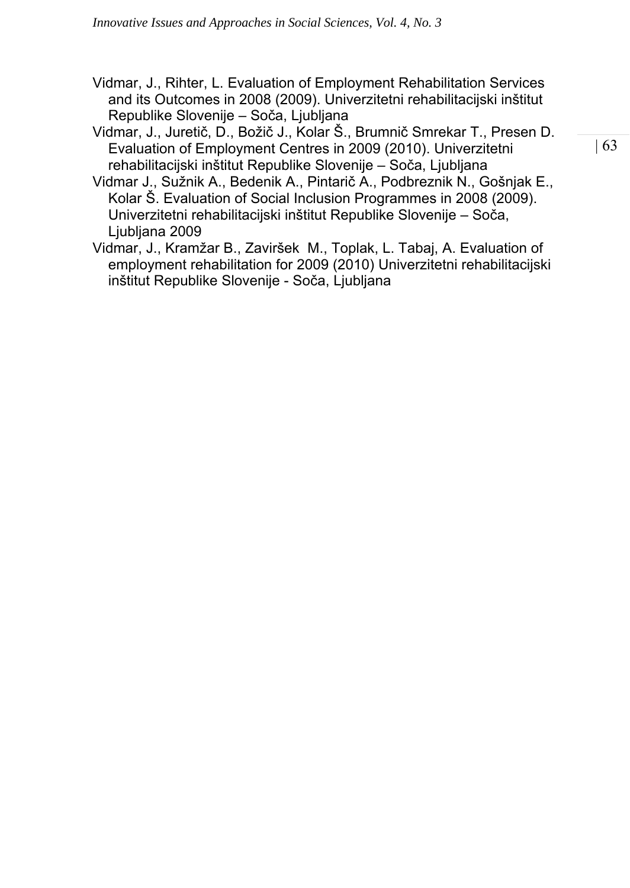Vidmar, J., Rihter, L. Evaluation of Employment Rehabilitation Services and its Outcomes in 2008 (2009). Univerzitetni rehabilitacijski inštitut Republike Slovenije – Soča, Ljubljana

Vidmar, J., Juretič, D., Božič J., Kolar Š., Brumnič Smrekar T., Presen D. Evaluation of Employment Centres in 2009 (2010). Univerzitetni rehabilitacijski inštitut Republike Slovenije – Soča, Ljubljana

Vidmar J., Sužnik A., Bedenik A., Pintarič A., Podbreznik N., Gošnjak E., Kolar Š. Evaluation of Social Inclusion Programmes in 2008 (2009). Univerzitetni rehabilitacijski inštitut Republike Slovenije – Soča, Ljubljana 2009

Vidmar, J., Kramžar B., Zaviršek M., Toplak, L. Tabaj, A. Evaluation of employment rehabilitation for 2009 (2010) Univerzitetni rehabilitacijski inštitut Republike Slovenije - Soča, Ljubljana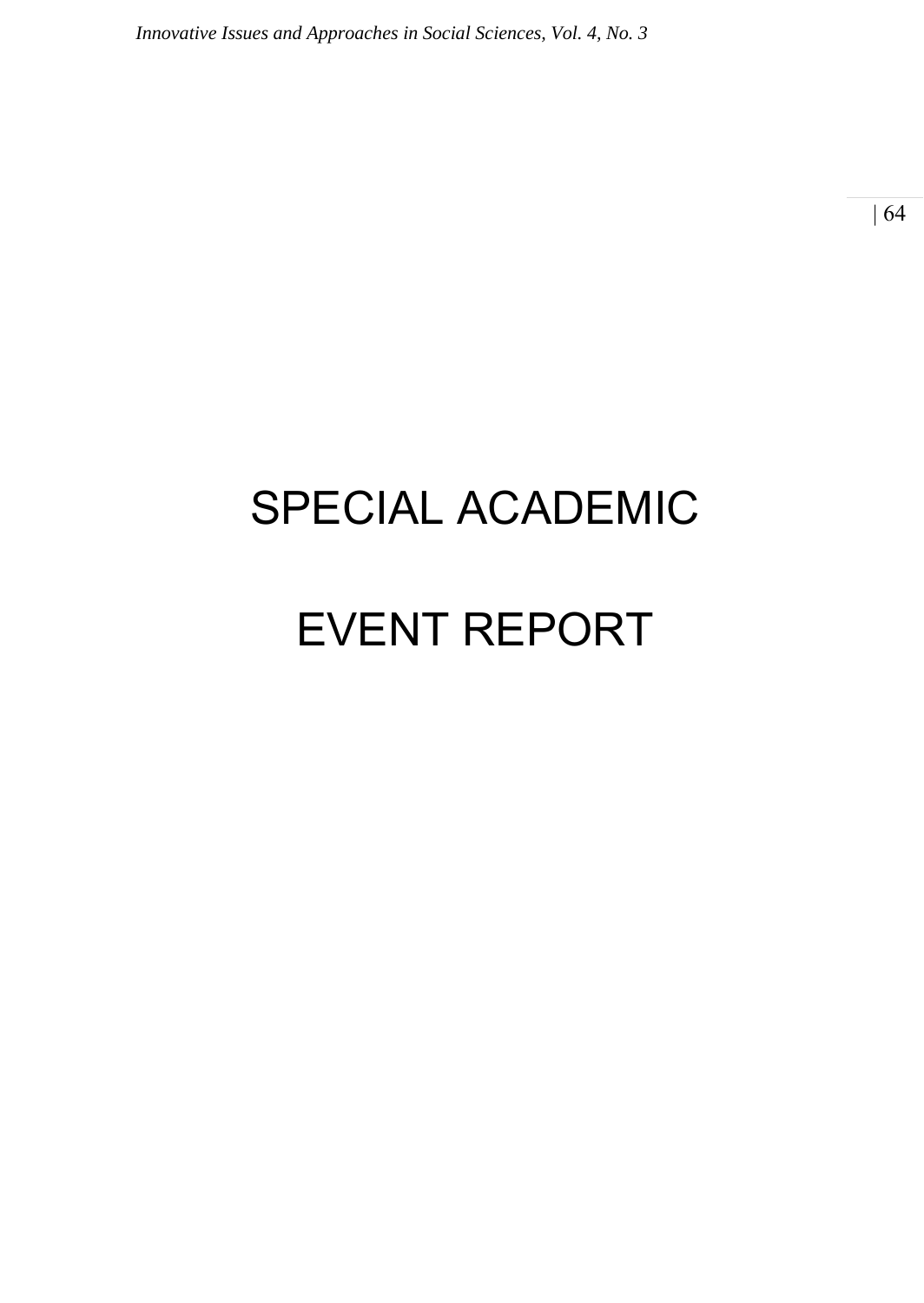# SPECIAL ACADEMIC EVENT REPORT